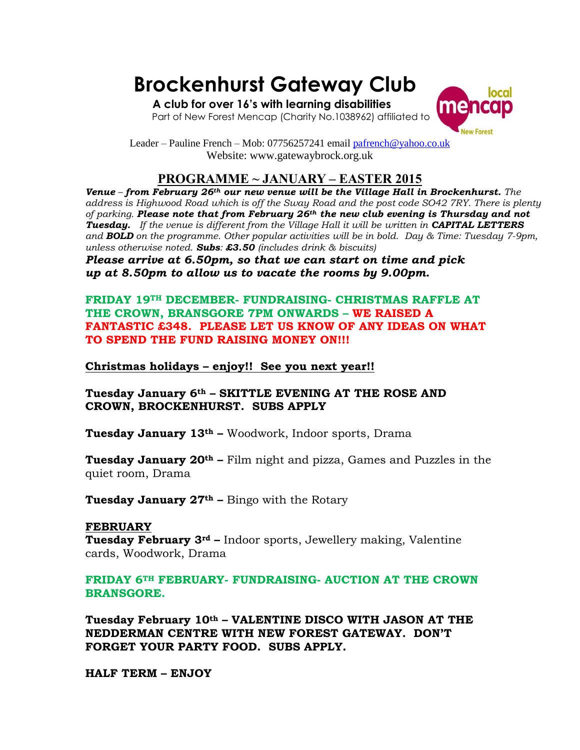# Brockenhurst Gateway Club

**A club for over 16's with learning disabilities**

Part of New Forest Mencap (Charity No.1038962) affiliated to

Leader – Pauline French – Mob: 07756257241 email pafrench@yahoo.co.uk
Website: www.gatewaybrock.org.uk

## PROGRAMME ~ JANUARY – EASTER 2015

***Venue** – **from February 26th our new venue will be the Village Hall in Brockenhurst.** The address is Highwood Road which is off the Sway Road and the post code SO42 7RY. There is plenty of parking. **Please note that from February 26th the new club evening is Thursday and not Tuesday.** If the venue is different from the Village Hall it will be written in **CAPITAL LETTERS** and **BOLD** on the programme. Other popular activities will be in bold. Day & Time: Tuesday 7-9pm, unless otherwise noted. **Subs**: **£3.50** (includes drink & biscuits)*

***Please arrive at 6.50pm, so that we can start on time and pick up at 8.50pm to allow us to vacate the rooms by 9.00pm.***

**FRIDAY 19TH DECEMBER- FUNDRAISING- CHRISTMAS RAFFLE AT THE CROWN, BRANSGORE 7PM ONWARDS – WE RAISED A FANTASTIC £348. PLEASE LET US KNOW OF ANY IDEAS ON WHAT TO SPEND THE FUND RAISING MONEY ON!!!**

**Christmas holidays – enjoy!! See you next year!!**

**Tuesday January 6th – SKITTLE EVENING AT THE ROSE AND CROWN, BROCKENHURST. SUBS APPLY**

**Tuesday January 13th –** Woodwork, Indoor sports, Drama

**Tuesday January 20th –** Film night and pizza, Games and Puzzles in the quiet room, Drama

**Tuesday January 27th –** Bingo with the Rotary

**FEBRUARY**

**Tuesday February 3rd –** Indoor sports, Jewellery making, Valentine cards, Woodwork, Drama

**FRIDAY 6TH FEBRUARY- FUNDRAISING- AUCTION AT THE CROWN BRANSGORE.**

**Tuesday February 10th – VALENTINE DISCO WITH JASON AT THE NEDDERMAN CENTRE WITH NEW FOREST GATEWAY. DON'T FORGET YOUR PARTY FOOD. SUBS APPLY.**

**HALF TERM – ENJOY**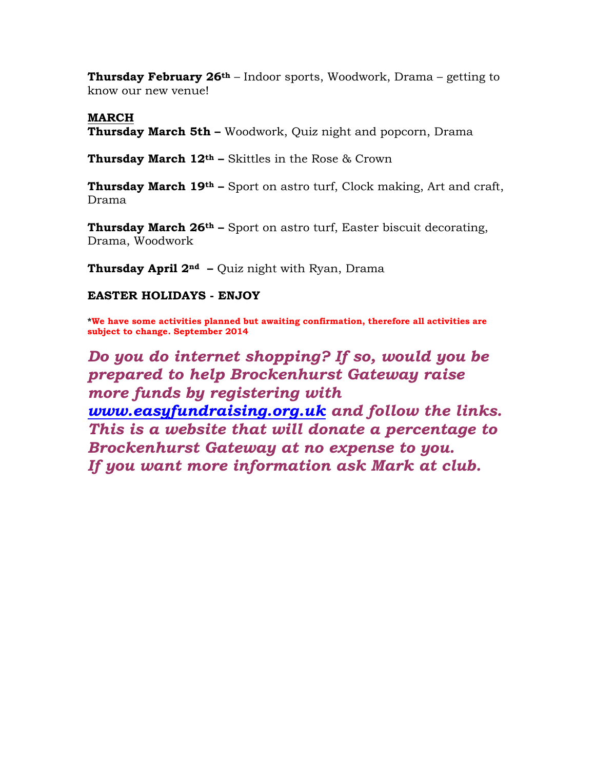**Thursday February 26th** – Indoor sports, Woodwork, Drama – getting to know our new venue!

**MARCH**

**Thursday March 5th –** Woodwork, Quiz night and popcorn, Drama

**Thursday March 12th –** Skittles in the Rose & Crown

**Thursday March 19th –** Sport on astro turf, Clock making, Art and craft, Drama

**Thursday March 26th –** Sport on astro turf, Easter biscuit decorating, Drama, Woodwork

**Thursday April 2nd –** Quiz night with Ryan, Drama

**EASTER HOLIDAYS - ENJOY**

***We have some activities planned but awaiting confirmation, therefore all activities are subject to change. September 2014**

***Do you do internet shopping? If so, would you be prepared to help Brockenhurst Gateway raise more funds by registering with www.easyfundraising.org.uk and follow the links. This is a website that will donate a percentage to Brockenhurst Gateway at no expense to you. If you want more information ask Mark at club.***